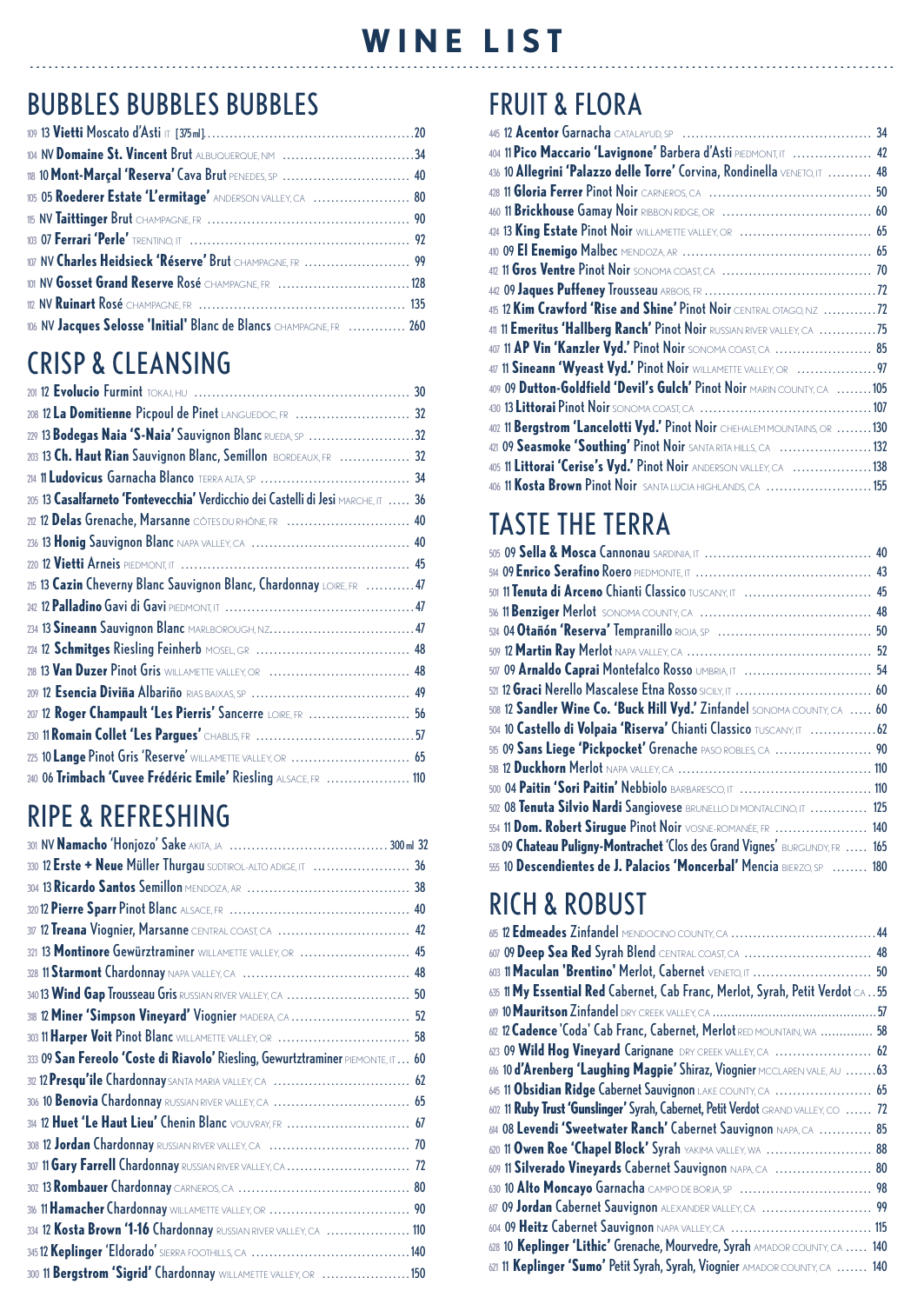# WINE LIST

## BUBBLES BUBBLES BUBBLES

- 109 13 **Vietti** Moscato d'Asti IT [375ml] ........ 20
- 104 NV **Domaine St. Vincent** Brut ALBUQUERQUE, NM ........ 34
- 118 10 **Mont-Marçal 'Reserva'** Cava Brut PENEDES, SP ........ 40
- 105 05 **Roederer Estate 'L'ermitage'** ANDERSON VALLEY, CA ........ 80
- 115 NV **Taittinger** Brut CHAMPAGNE, FR ........ 90
- 103 07 **Ferrari 'Perle'** TRENTINO, IT ........ 92
- 107 NV **Charles Heidsieck 'Réserve'** Brut CHAMPAGNE, FR ........ 99
- 101 NV **Gosset Grand Reserve** Rosé CHAMPAGNE, FR ........ 128
- 112 NV **Ruinart** Rosé CHAMPAGNE, FR ........ 135
- 106 NV **Jacques Selosse 'Initial'** Blanc de Blancs CHAMPAGNE, FR ........ 260

## CRISP & CLEANSING

- 201 12 **Evolucio** Furmint TOKAJ, HU ........ 30
- 208 12 **La Domitienne** Picpoul de Pinet LANGUEDOC, FR ........ 32
- 229 13 **Bodegas Naia 'S-Naia'** Sauvignon Blanc RUEDA, SP ........ 32
- 203 13 **Ch. Haut Rian** Sauvignon Blanc, Semillon BORDEAUX, FR ........ 32
- 214 11 **Ludovicus** Garnacha Blanco TERRA ALTA, SP ........ 34
- 205 13 **Casalfarneto 'Fontevecchia'** Verdicchio dei Castelli di Jesi MARCHE, IT ........ 36
- 212 12 **Delas** Grenache, Marsanne CÔTES DU RHÔNE, FR ........ 40
- 236 13 **Honig** Sauvignon Blanc NAPA VALLEY, CA ........ 40
- 220 12 **Vietti** Arneis PIEDMONT, IT ........ 45
- 215 13 **Cazin** Cheverny Blanc Sauvignon Blanc, Chardonnay LOIRE, FR ........ 47
- 242 12 **Palladino** Gavi di Gavi PIEDMONT, IT ........ 47
- 234 13 **Sineann** Sauvignon Blanc MARLBOROUGH, NZ ........ 47
- 224 12 **Schmitges** Riesling Feinherb MOSEL, GR ........ 48
- 218 13 **Van Duzer** Pinot Gris WILLAMETTE VALLEY, OR ........ 48
- 209 12 **Esencia Diviña** Albariño RIAS BAIXAS, SP ........ 49
- 207 12 **Roger Champault 'Les Pierris'** Sancerre LOIRE, FR ........ 56
- 230 11 **Romain Collet 'Les Pargues'** CHABLIS, FR ........ 57
- 225 10 **Lange** Pinot Gris 'Reserve' WILLAMETTE VALLEY, OR ........ 65
- 240 06 **Trimbach 'Cuvee Frédéric Emile'** Riesling ALSACE, FR ........ 110

## RIPE & REFRESHING

- 301 NV **Namacho** 'Honjozo' Sake AKITA, JA ........ 300 ml 32
- 330 12 **Erste + Neue** Müller Thurgau SUDTIROL-ALTO ADIGE, IT ........ 36
- 304 13 **Ricardo Santos** Semillon MENDOZA, AR ........ 38
- 320 12 **Pierre Sparr** Pinot Blanc ALSACE, FR ........ 40
- 317 12 **Treana** Viognier, Marsanne CENTRAL COAST, CA ........ 42
- 321 13 **Montinore** Gewürztraminer WILLAMETTE VALLEY, OR ........ 45
- 328 11 **Starmont** Chardonnay NAPA VALLEY, CA ........ 48
- 340 13 **Wind Gap** Trousseau Gris RUSSIAN RIVER VALLEY, CA ........ 50
- 318 12 **Miner 'Simpson Vineyard'** Viognier MADERA, CA ........ 52
- 303 11 **Harper Voit** Pinot Blanc WILLAMETTE VALLEY, OR ........ 58
- 333 09 **San Fereolo 'Coste di Riavolo'** Riesling, Gewurtztraminer PIEMONTE, IT ........ 60
- 312 12 **Presqu'ile** Chardonnay SANTA MARIA VALLEY, CA ........ 62
- 306 10 **Benovia** Chardonnay RUSSIAN RIVER VALLEY, CA ........ 65
- 314 12 **Huet 'Le Haut Lieu'** Chenin Blanc VOUVRAY, FR ........ 67
- 308 12 **Jordan** Chardonnay RUSSIAN RIVER VALLEY, CA ........ 70
- 307 11 **Gary Farrell** Chardonnay RUSSIAN RIVER VALLEY, CA ........ 72
- 302 13 **Rombauer** Chardonnay CARNEROS, CA ........ 80
- 316 11 **Hamacher** Chardonnay WILLAMETTE VALLEY, OR ........ 90
- 334 12 **Kosta Brown '1-16** Chardonnay RUSSIAN RIVER VALLEY, CA ........ 110
- 345 12 **Keplinger** 'Eldorado' SIERRA FOOTHILLS, CA ........ 140
- 300 11 **Bergstrom 'Sigrid'** Chardonnay WILLAMETTE VALLEY, OR ........ 150

## FRUIT & FLORA

- 445 12 **Acentor** Garnacha CATALAYUD, SP ........ 34
- 404 11 **Pico Maccario 'Lavignone'** Barbera d'Asti PIEDMONT, IT ........ 42
- 436 10 **Allegrini 'Palazzo delle Torre'** Corvina, Rondinella VENETO, IT ........ 48
- 428 11 **Gloria Ferrer** Pinot Noir CARNEROS, CA ........ 50
- 460 11 **Brickhouse** Gamay Noir RIBBON RIDGE, OR ........ 60
- 424 13 **King Estate** Pinot Noir WILLAMETTE VALLEY, OR ........ 65
- 410 09 **El Enemigo** Malbec MENDOZA, AR ........ 65
- 412 11 **Gros Ventre** Pinot Noir SONOMA COAST, CA ........ 70
- 442 09 **Jaques Puffeney** Trousseau ARBOIS, FR ........ 72
- 415 12 **Kim Crawford 'Rise and Shine'** Pinot Noir CENTRAL OTAGO, NZ ........ 72
- 411 11 **Emeritus 'Hallberg Ranch'** Pinot Noir RUSSIAN RIVER VALLEY, CA ........ 75
- 407 11 **AP Vin 'Kanzler Vyd.'** Pinot Noir SONOMA COAST, CA ........ 85
- 417 11 **Sineann 'Wyeast Vyd.'** Pinot Noir WILLAMETTE VALLEY, OR ........ 97
- 409 09 **Dutton-Goldfield 'Devil's Gulch'** Pinot Noir MARIN COUNTY, CA ........ 105
- 430 13 **Littorai** Pinot Noir SONOMA COAST, CA ........ 107
- 402 11 **Bergstrom 'Lancelotti Vyd.'** Pinot Noir CHEHALEM MOUNTAINS, OR ........ 130
- 421 09 **Seasmoke 'Southing'** Pinot Noir SANTA RITA HILLS, CA ........ 132
- 405 11 **Littorai 'Cerise's Vyd.'** Pinot Noir ANDERSON VALLEY, CA ........ 138
- 406 11 **Kosta Brown** Pinot Noir SANTA LUCIA HIGHLANDS, CA ........ 155

## TASTE THE TERRA

- 505 09 **Sella & Mosca** Cannonau SARDINIA, IT ........ 40
- 514 09 **Enrico Serafino** Roero PIEDMONTE, IT ........ 43
- 501 11 **Tenuta di Arceno** Chianti Classico TUSCANY, IT ........ 45
- 516 11 **Benziger** Merlot SONOMA COUNTY, CA ........ 48
- 524 04 **Otañón 'Reserva'** Tempranillo RIOJA, SP ........ 50
- 509 12 **Martin Ray** Merlot NAPA VALLEY, CA ........ 52
- 507 09 **Arnaldo Caprai** Montefalco Rosso UMBRIA, IT ........ 54
- 521 12 **Graci** Nerello Mascalese Etna Rosso SICILY, IT ........ 60
- 508 12 **Sandler Wine Co. 'Buck Hill Vyd.'** Zinfandel SONOMA COUNTY, CA ........ 60
- 504 10 **Castello di Volpaia 'Riserva'** Chianti Classico TUSCANY, IT ........ 62
- 515 09 **Sans Liege 'Pickpocket'** Grenache PASO ROBLES, CA ........ 90
- 518 12 **Duckhorn** Merlot NAPA VALLEY, CA ........ 110
- 500 04 **Paitin 'Sori Paitin'** Nebbiolo BARBARESCO, IT ........ 110
- 502 08 **Tenuta Silvio Nardi** Sangiovese BRUNELLO DI MONTALCINO, IT ........ 125
- 554 11 **Dom. Robert Sirugue** Pinot Noir VOSNE-ROMANÉE, FR ........ 140
- 528 09 **Chateau Puligny-Montrachet** 'Clos des Grand Vignes' BURGUNDY, FR ........ 165
- 555 10 **Descendientes de J. Palacios 'Moncerbal'** Mencia BIERZO, SP ........ 180

## RICH & ROBUST

- 615 12 **Edmeades** Zinfandel MENDOCINO COUNTY, CA ........ 44
- 607 09 **Deep Sea Red** Syrah Blend CENTRAL COAST, CA ........ 48
- 603 11 **Maculan 'Brentino'** Merlot, Cabernet VENETO, IT ........ 50
- 635 11 **My Essential Red** Cabernet, Cab Franc, Merlot, Syrah, Petit Verdot CA ........ 55
- 619 10 **Mauritson** Zinfandel DRY CREEK VALLEY, CA ........ 57
- 612 12 **Cadence** 'Coda' Cab Franc, Cabernet, Merlot RED MOUNTAIN, WA ........ 58
- 623 09 **Wild Hog Vineyard** Carignane DRY CREEK VALLEY, CA ........ 62
- 616 10 **d'Arenberg 'Laughing Magpie'** Shiraz, Viognier MCCLAREN VALE, AU ........ 63
- 645 11 **Obsidian Ridge** Cabernet Sauvignon LAKE COUNTY, CA ........ 65
- 602 11 **Ruby Trust 'Gunslinger'** Syrah, Cabernet, Petit Verdot GRAND VALLEY, CO ........ 72
- 614 08 **Levendi 'Sweetwater Ranch'** Cabernet Sauvignon NAPA, CA ........ 85
- 620 11 **Owen Roe 'Chapel Block'** Syrah YAKIMA VALLEY, WA ........ 88
- 609 11 **Silverado Vineyards** Cabernet Sauvignon NAPA, CA ........ 80
- 630 10 **Alto Moncayo** Garnacha CAMPO DE BORJA, SP ........ 98
- 617 09 **Jordan** Cabernet Sauvignon ALEXANDER VALLEY, CA ........ 99
- 604 09 **Heitz** Cabernet Sauvignon NAPA VALLEY, CA ........ 115
- 628 10 **Keplinger 'Lithic'** Grenache, Mourvedre, Syrah AMADOR COUNTY, CA ........ 140
- 621 11 **Keplinger 'Sumo'** Petit Syrah, Syrah, Viognier AMADOR COUNTY, CA ........ 140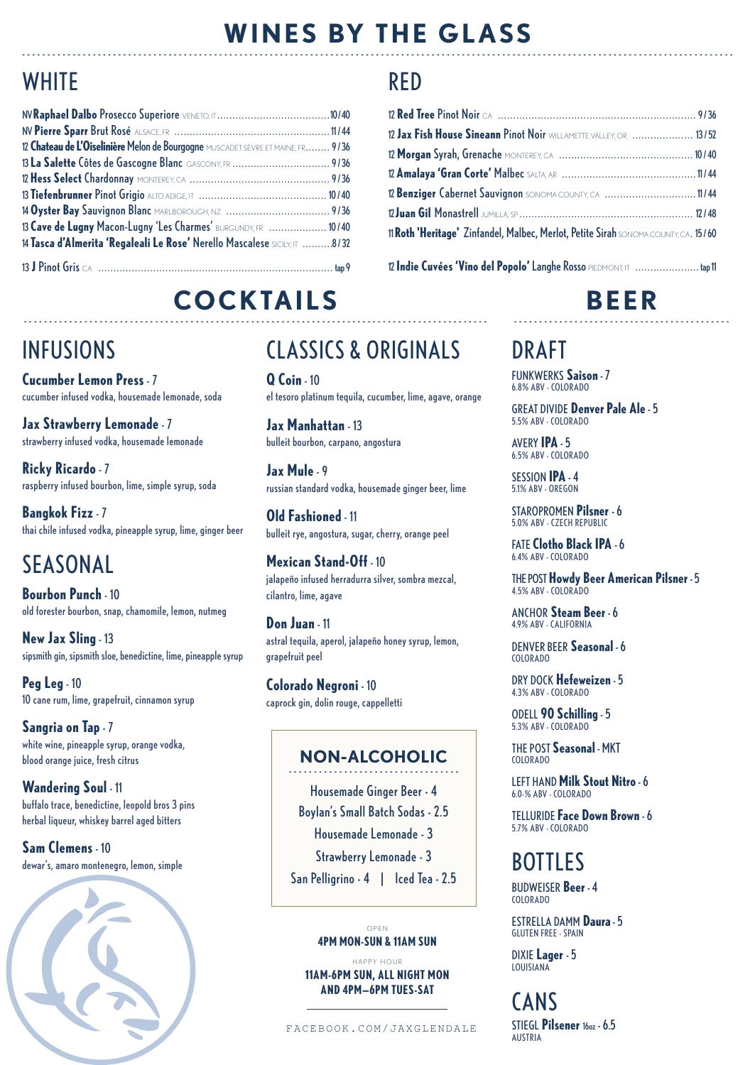# WINES BY THE GLASS

## WHITE

- NV **Raphael Dalbo** Prosecco Superiore VENETO, IT ... 10 / 40
- NV **Pierre Sparr** Brut Rosé ALSACE, FR ... 11 / 44
- 12 **Chateau de L'Oiselinière** Melon de Bourgogne MUSCADET SÈVRE ET MAINE, FR ... 9 / 36
- 13 **La Salette** Côtes de Gascogne Blanc GASCONY, FR ... 9 / 36
- 12 **Hess Select** Chardonnay MONTEREY, CA ... 9 / 36
- 13 **Tiefenbrunner** Pinot Grigio ALTO ADIGE, IT ... 10 / 40
- 14 **Oyster Bay** Sauvignon Blanc MARLBOROUGH, NZ ... 9 / 36
- 13 **Cave de Lugny** Macon-Lugny 'Les Charmes' BURGUNDY, FR ... 10 / 40
- 14 **Tasca d'Almerita 'Regaleali Le Rose'** Nerello Mascalese SICILY, IT ... 8 / 32

- 13 **J** Pinot Gris CA ... tap 9

## RED

- 12 **Red Tree** Pinot Noir CA ... 9 / 36
- 12 **Jax Fish House Sineann** Pinot Noir WILLAMETTE VALLEY, OR ... 13 / 52
- 12 **Morgan** Syrah, Grenache MONTEREY, CA ... 10 / 40
- 12 **Amalaya 'Gran Corte'** Malbec SALTA, AR ... 11 / 44
- 12 **Benziger** Cabernet Sauvignon SONOMA COUNTY, CA ... 11 / 44
- 12 **Juan Gil** Monastrell JUMILLA, SP ... 12 / 48
- 11 **Roth 'Heritage'** Zinfandel, Malbec, Merlot, Petite Sirah SONOMA COUNTY, CA ... 15 / 60

- 12 **Indie Cuvées 'Vino del Popolo'** Langhe Rosso PIEDMONT, IT ... tap 11

# COCKTAILS

## INFUSIONS

**Cucumber Lemon Press** - 7
cucumber infused vodka, housemade lemonade, soda

**Jax Strawberry Lemonade** - 7
strawberry infused vodka, housemade lemonade

**Ricky Ricardo** - 7
raspberry infused bourbon, lime, simple syrup, soda

**Bangkok Fizz** - 7
thai chile infused vodka, pineapple syrup, lime, ginger beer

## SEASONAL

**Bourbon Punch** - 10
old forester bourbon, snap, chamomile, lemon, nutmeg

**New Jax Sling** - 13
sipsmith gin, sipsmith sloe, benedictine, lime, pineapple syrup

**Peg Leg** - 10
10 cane rum, lime, grapefruit, cinnamon syrup

**Sangria on Tap** - 7
white wine, pineapple syrup, orange vodka, blood orange juice, fresh citrus

**Wandering Soul** - 11
buffalo trace, benedictine, leopold bros 3 pins herbal liqueur, whiskey barrel aged bitters

**Sam Clemens** - 10
dewar's, amaro montenegro, lemon, simple

## CLASSICS & ORIGINALS

**Q Coin** - 10
el tesoro platinum tequila, cucumber, lime, agave, orange

**Jax Manhattan** - 13
bulleit bourbon, carpano, angostura

**Jax Mule** - 9
russian standard vodka, housemade ginger beer, lime

**Old Fashioned** - 11
bulleit rye, angostura, sugar, cherry, orange peel

**Mexican Stand-Off** - 10
jalapeño infused herradurra silver, sombra mezcal, cilantro, lime, agave

**Don Juan** - 11
astral tequila, aperol, jalapeño honey syrup, lemon, grapefruit peel

**Colorado Negroni** - 10
caprock gin, dolin rouge, cappelletti

## NON-ALCOHOLIC

Housemade Ginger Beer - 4
Boylan's Small Batch Sodas - 2.5
Housemade Lemonade - 3
Strawberry Lemonade - 3
San Pelligrino - 4 | Iced Tea - 2.5

OPEN
**4PM MON-SUN & 11AM SUN**

HAPPY HOUR
**11AM-6PM SUN, ALL NIGHT MON AND 4PM–6PM TUES-SAT**

FACEBOOK.COM/JAXGLENDALE

# BEER

## DRAFT

FUNKWERKS **Saison** - 7
6.8% ABV - COLORADO

GREAT DIVIDE **Denver Pale Ale** - 5
5.5% ABV - COLORADO

AVERY **IPA** - 5
6.5% ABV - COLORADO

SESSION **IPA** - 4
5.1% ABV - OREGON

STAROPROMEN **Pilsner** - 6
5.0% ABV - CZECH REPUBLIC

FATE **Clotho Black IPA** - 6
6.4% ABV - COLORADO

THE POST **Howdy Beer American Pilsner** - 5
4.5% ABV - COLORADO

ANCHOR **Steam Beer** - 6
4.9% ABV - CALIFORNIA

DENVER BEER **Seasonal** - 6
COLORADO

DRY DOCK **Hefeweizen** - 5
4.3% ABV - COLORADO

ODELL **90 Schilling** - 5
5.3% ABV - COLORADO

THE POST **Seasonal** - MKT
COLORADO

LEFT HAND **Milk Stout Nitro** - 6
6.0-% ABV - COLORADO

TELLURIDE **Face Down Brown** - 6
5.7% ABV - COLORADO

## BOTTLES

BUDWEISER **Beer** - 4
COLORADO

ESTRELLA DAMM **Daura** - 5
GLUTEN FREE - SPAIN

DIXIE **Lager** - 5
LOUISIANA

## CANS

STIEGL **Pilsener** 16oz - 6.5
AUSTRIA